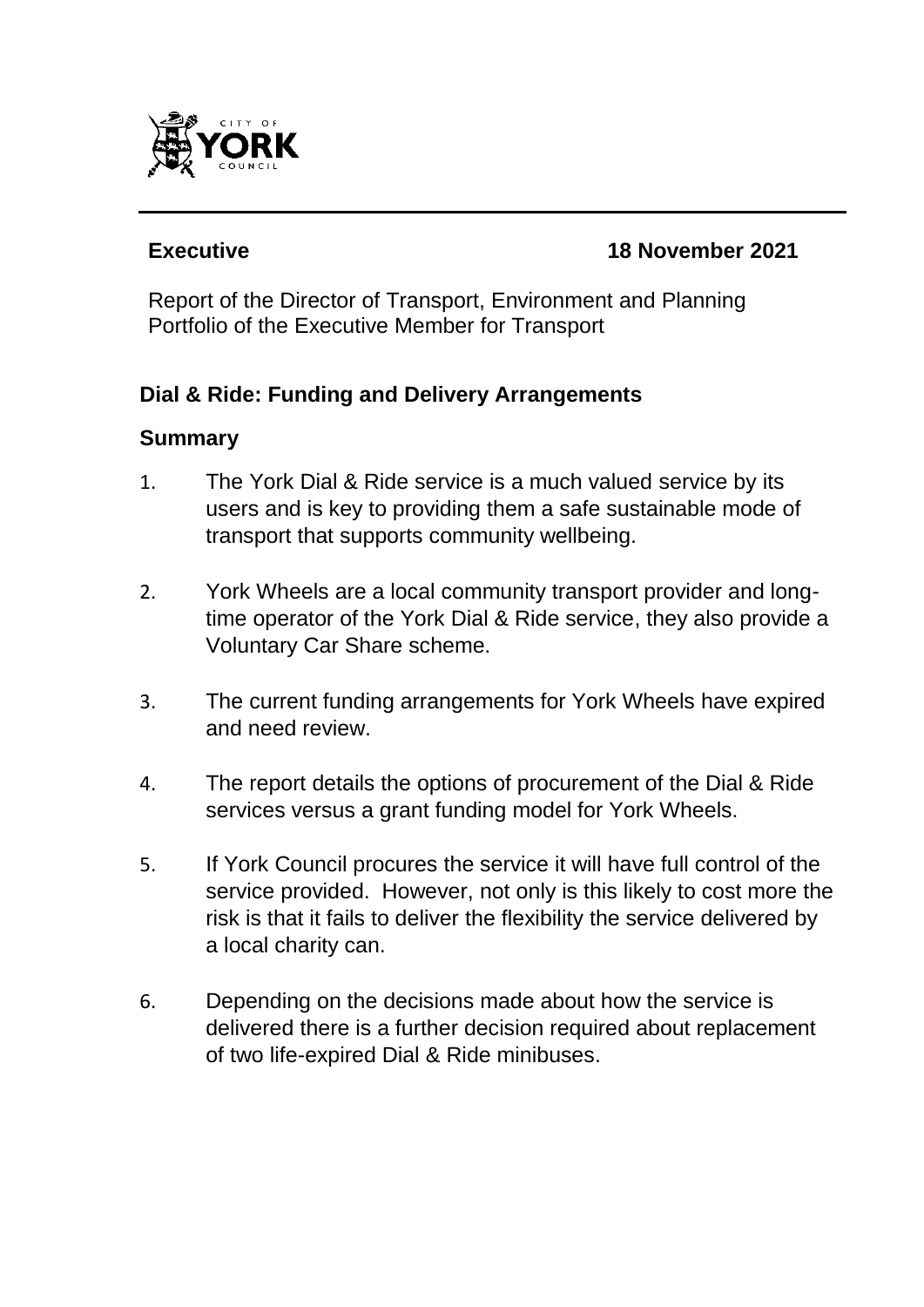**Executive** **18 November 2021**

Report of the Director of Transport, Environment and Planning
Portfolio of the Executive Member for Transport

## Dial & Ride: Funding and Delivery Arrangements

### Summary

1. The York Dial & Ride service is a much valued service by its users and is key to providing them a safe sustainable mode of transport that supports community wellbeing.

2. York Wheels are a local community transport provider and long-time operator of the York Dial & Ride service, they also provide a Voluntary Car Share scheme.

3. The current funding arrangements for York Wheels have expired and need review.

4. The report details the options of procurement of the Dial & Ride services versus a grant funding model for York Wheels.

5. If York Council procures the service it will have full control of the service provided. However, not only is this likely to cost more the risk is that it fails to deliver the flexibility the service delivered by a local charity can.

6. Depending on the decisions made about how the service is delivered there is a further decision required about replacement of two life-expired Dial & Ride minibuses.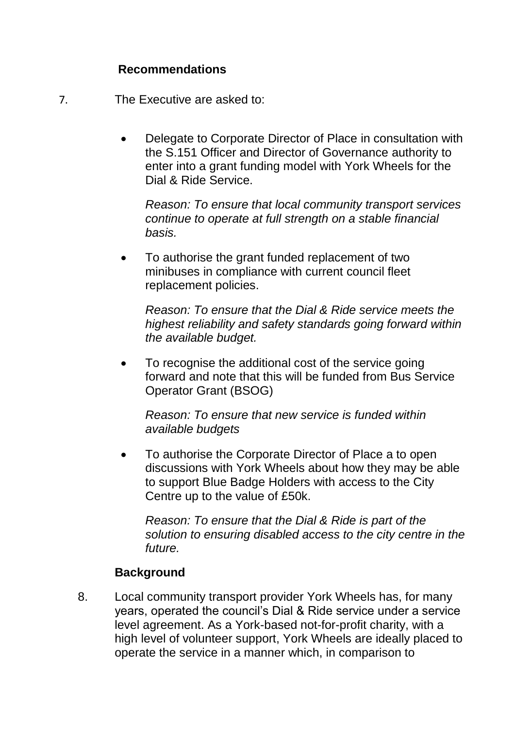**Recommendations**

7. The Executive are asked to:

- Delegate to Corporate Director of Place in consultation with the S.151 Officer and Director of Governance authority to enter into a grant funding model with York Wheels for the Dial & Ride Service.

  *Reason: To ensure that local community transport services continue to operate at full strength on a stable financial basis.*

- To authorise the grant funded replacement of two minibuses in compliance with current council fleet replacement policies.

  *Reason: To ensure that the Dial & Ride service meets the highest reliability and safety standards going forward within the available budget.*

- To recognise the additional cost of the service going forward and note that this will be funded from Bus Service Operator Grant (BSOG)

  *Reason: To ensure that new service is funded within available budgets*

- To authorise the Corporate Director of Place a to open discussions with York Wheels about how they may be able to support Blue Badge Holders with access to the City Centre up to the value of £50k.

  *Reason: To ensure that the Dial & Ride is part of the solution to ensuring disabled access to the city centre in the future.*

**Background**

8. Local community transport provider York Wheels has, for many years, operated the council's Dial & Ride service under a service level agreement. As a York-based not-for-profit charity, with a high level of volunteer support, York Wheels are ideally placed to operate the service in a manner which, in comparison to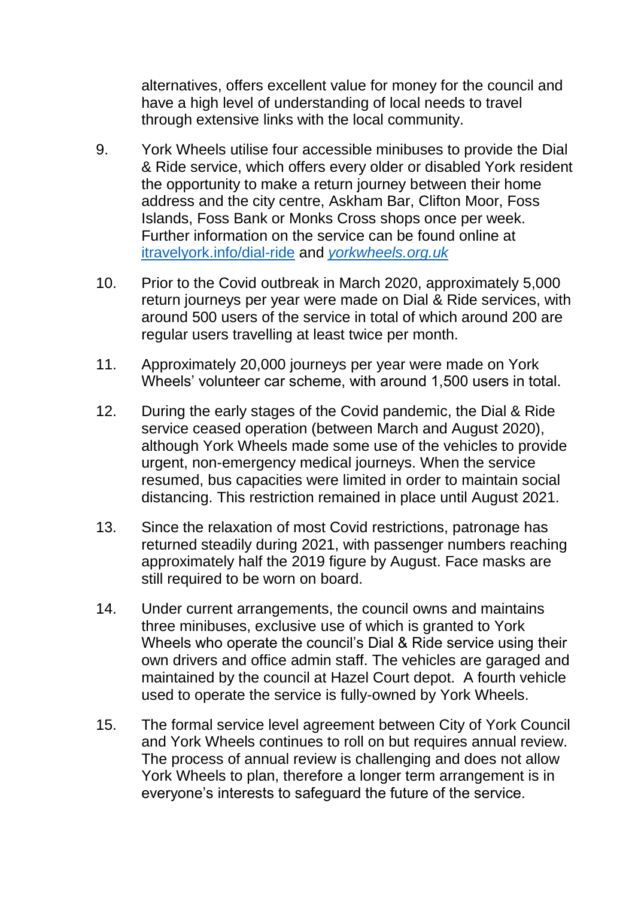alternatives, offers excellent value for money for the council and have a high level of understanding of local needs to travel through extensive links with the local community.

9. York Wheels utilise four accessible minibuses to provide the Dial & Ride service, which offers every older or disabled York resident the opportunity to make a return journey between their home address and the city centre, Askham Bar, Clifton Moor, Foss Islands, Foss Bank or Monks Cross shops once per week. Further information on the service can be found online at [itravelyork.info/dial-ride](itravelyork.info/dial-ride) and [*yorkwheels.org.uk*](yorkwheels.org.uk)

10. Prior to the Covid outbreak in March 2020, approximately 5,000 return journeys per year were made on Dial & Ride services, with around 500 users of the service in total of which around 200 are regular users travelling at least twice per month.

11. Approximately 20,000 journeys per year were made on York Wheels' volunteer car scheme, with around 1,500 users in total.

12. During the early stages of the Covid pandemic, the Dial & Ride service ceased operation (between March and August 2020), although York Wheels made some use of the vehicles to provide urgent, non-emergency medical journeys. When the service resumed, bus capacities were limited in order to maintain social distancing. This restriction remained in place until August 2021.

13. Since the relaxation of most Covid restrictions, patronage has returned steadily during 2021, with passenger numbers reaching approximately half the 2019 figure by August. Face masks are still required to be worn on board.

14. Under current arrangements, the council owns and maintains three minibuses, exclusive use of which is granted to York Wheels who operate the council's Dial & Ride service using their own drivers and office admin staff. The vehicles are garaged and maintained by the council at Hazel Court depot. A fourth vehicle used to operate the service is fully-owned by York Wheels.

15. The formal service level agreement between City of York Council and York Wheels continues to roll on but requires annual review. The process of annual review is challenging and does not allow York Wheels to plan, therefore a longer term arrangement is in everyone's interests to safeguard the future of the service.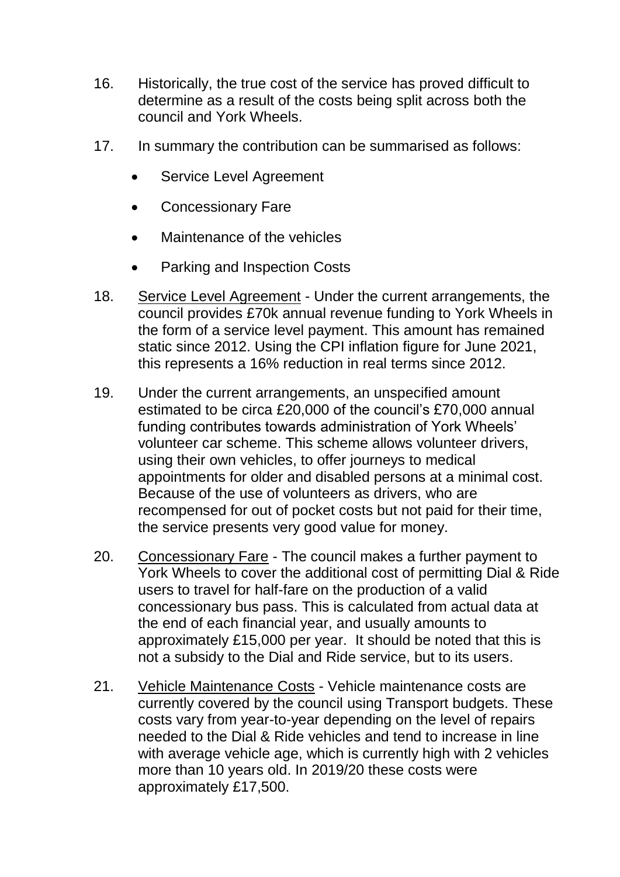16. Historically, the true cost of the service has proved difficult to determine as a result of the costs being split across both the council and York Wheels.

17. In summary the contribution can be summarised as follows:

    - Service Level Agreement
    - Concessionary Fare
    - Maintenance of the vehicles
    - Parking and Inspection Costs

18. <u>Service Level Agreement</u> - Under the current arrangements, the council provides £70k annual revenue funding to York Wheels in the form of a service level payment. This amount has remained static since 2012. Using the CPI inflation figure for June 2021, this represents a 16% reduction in real terms since 2012.

19. Under the current arrangements, an unspecified amount estimated to be circa £20,000 of the council's £70,000 annual funding contributes towards administration of York Wheels' volunteer car scheme. This scheme allows volunteer drivers, using their own vehicles, to offer journeys to medical appointments for older and disabled persons at a minimal cost. Because of the use of volunteers as drivers, who are recompensed for out of pocket costs but not paid for their time, the service presents very good value for money.

20. <u>Concessionary Fare</u> - The council makes a further payment to York Wheels to cover the additional cost of permitting Dial & Ride users to travel for half-fare on the production of a valid concessionary bus pass. This is calculated from actual data at the end of each financial year, and usually amounts to approximately £15,000 per year. It should be noted that this is not a subsidy to the Dial and Ride service, but to its users.

21. <u>Vehicle Maintenance Costs</u> - Vehicle maintenance costs are currently covered by the council using Transport budgets. These costs vary from year-to-year depending on the level of repairs needed to the Dial & Ride vehicles and tend to increase in line with average vehicle age, which is currently high with 2 vehicles more than 10 years old. In 2019/20 these costs were approximately £17,500.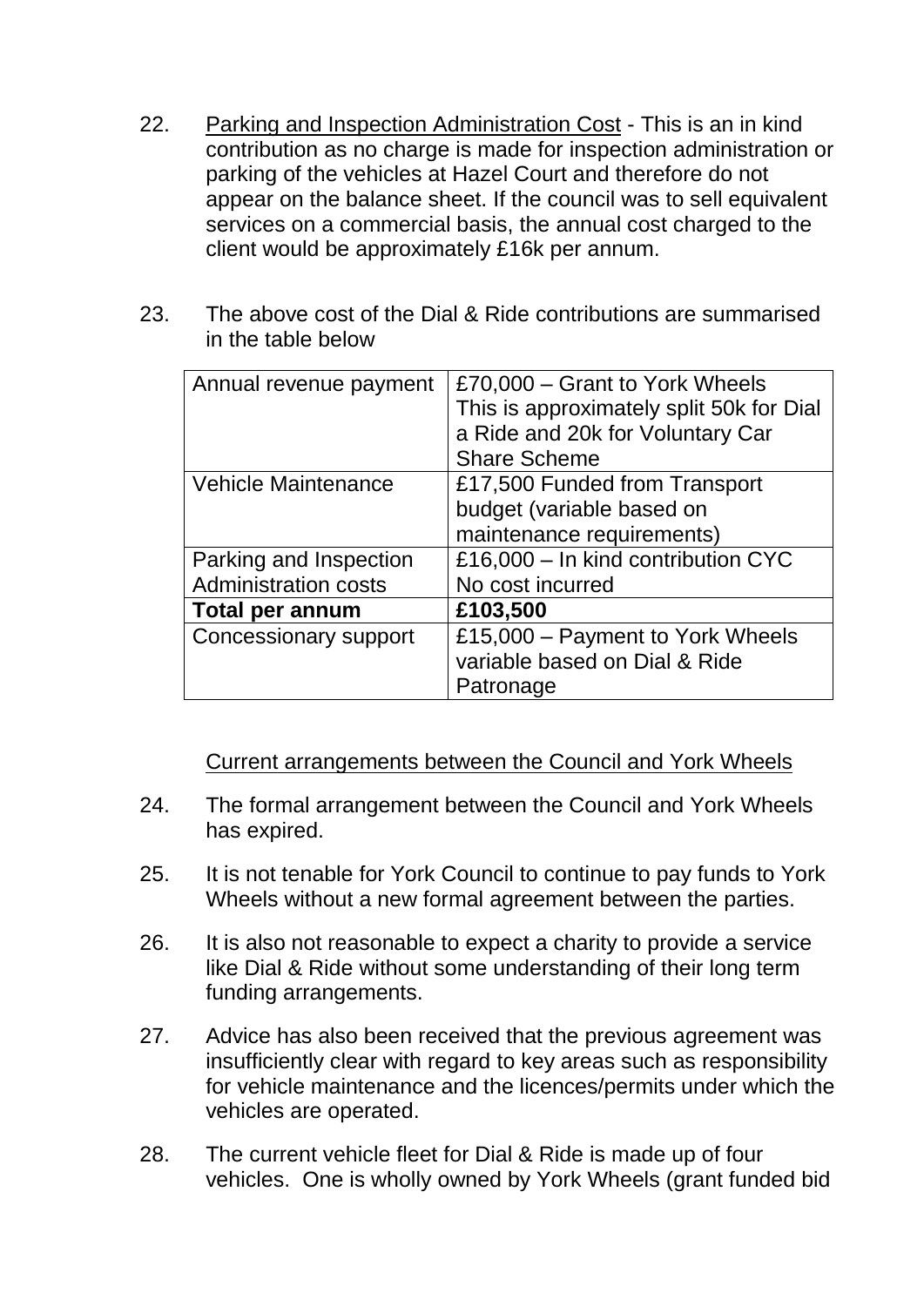22. Parking and Inspection Administration Cost - This is an in kind contribution as no charge is made for inspection administration or parking of the vehicles at Hazel Court and therefore do not appear on the balance sheet. If the council was to sell equivalent services on a commercial basis, the annual cost charged to the client would be approximately £16k per annum.

23. The above cost of the Dial & Ride contributions are summarised in the table below

| | |
|---|---|
| Annual revenue payment | £70,000 – Grant to York Wheels This is approximately split 50k for Dial a Ride and 20k for Voluntary Car Share Scheme |
| Vehicle Maintenance | £17,500 Funded from Transport budget (variable based on maintenance requirements) |
| Parking and Inspection Administration costs | £16,000 – In kind contribution CYC No cost incurred |
| **Total per annum** | **£103,500** |
| Concessionary support | £15,000 – Payment to York Wheels variable based on Dial & Ride Patronage |

Current arrangements between the Council and York Wheels

24. The formal arrangement between the Council and York Wheels has expired.

25. It is not tenable for York Council to continue to pay funds to York Wheels without a new formal agreement between the parties.

26. It is also not reasonable to expect a charity to provide a service like Dial & Ride without some understanding of their long term funding arrangements.

27. Advice has also been received that the previous agreement was insufficiently clear with regard to key areas such as responsibility for vehicle maintenance and the licences/permits under which the vehicles are operated.

28. The current vehicle fleet for Dial & Ride is made up of four vehicles. One is wholly owned by York Wheels (grant funded bid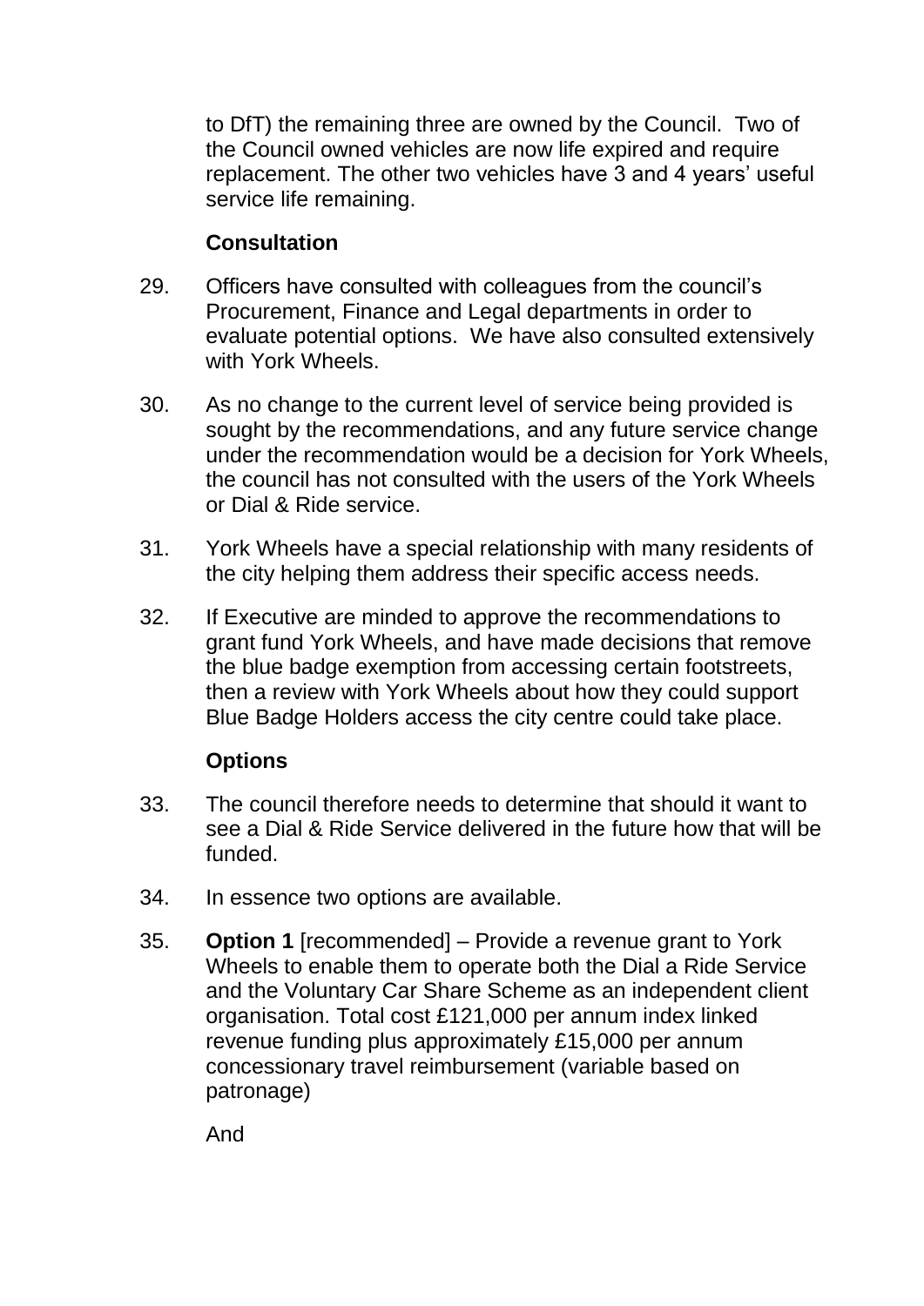to DfT) the remaining three are owned by the Council. Two of the Council owned vehicles are now life expired and require replacement. The other two vehicles have 3 and 4 years' useful service life remaining.

### Consultation

29. Officers have consulted with colleagues from the council's Procurement, Finance and Legal departments in order to evaluate potential options. We have also consulted extensively with York Wheels.

30. As no change to the current level of service being provided is sought by the recommendations, and any future service change under the recommendation would be a decision for York Wheels, the council has not consulted with the users of the York Wheels or Dial & Ride service.

31. York Wheels have a special relationship with many residents of the city helping them address their specific access needs.

32. If Executive are minded to approve the recommendations to grant fund York Wheels, and have made decisions that remove the blue badge exemption from accessing certain footstreets, then a review with York Wheels about how they could support Blue Badge Holders access the city centre could take place.

### Options

33. The council therefore needs to determine that should it want to see a Dial & Ride Service delivered in the future how that will be funded.

34. In essence two options are available.

35. **Option 1** [recommended] – Provide a revenue grant to York Wheels to enable them to operate both the Dial a Ride Service and the Voluntary Car Share Scheme as an independent client organisation. Total cost £121,000 per annum index linked revenue funding plus approximately £15,000 per annum concessionary travel reimbursement (variable based on patronage)

    And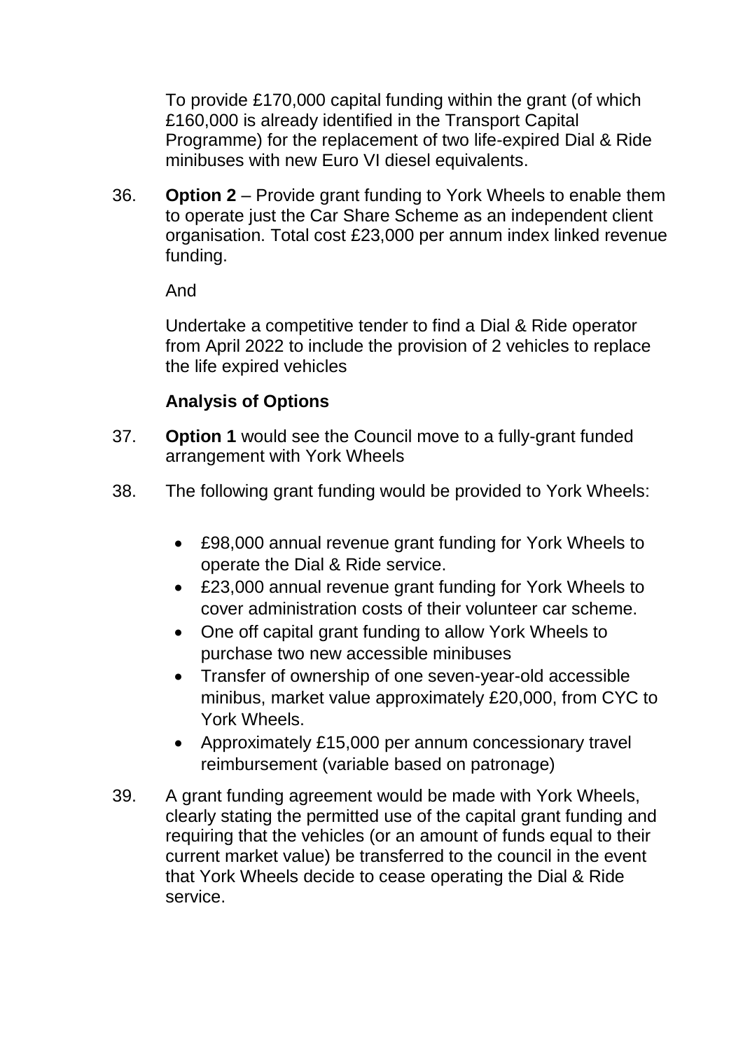To provide £170,000 capital funding within the grant (of which £160,000 is already identified in the Transport Capital Programme) for the replacement of two life-expired Dial & Ride minibuses with new Euro VI diesel equivalents.

36. **Option 2** – Provide grant funding to York Wheels to enable them to operate just the Car Share Scheme as an independent client organisation. Total cost £23,000 per annum index linked revenue funding.

    And

    Undertake a competitive tender to find a Dial & Ride operator from April 2022 to include the provision of 2 vehicles to replace the life expired vehicles

### Analysis of Options

37. **Option 1** would see the Council move to a fully-grant funded arrangement with York Wheels

38. The following grant funding would be provided to York Wheels:

    - £98,000 annual revenue grant funding for York Wheels to operate the Dial & Ride service.
    - £23,000 annual revenue grant funding for York Wheels to cover administration costs of their volunteer car scheme.
    - One off capital grant funding to allow York Wheels to purchase two new accessible minibuses
    - Transfer of ownership of one seven-year-old accessible minibus, market value approximately £20,000, from CYC to York Wheels.
    - Approximately £15,000 per annum concessionary travel reimbursement (variable based on patronage)

39. A grant funding agreement would be made with York Wheels, clearly stating the permitted use of the capital grant funding and requiring that the vehicles (or an amount of funds equal to their current market value) be transferred to the council in the event that York Wheels decide to cease operating the Dial & Ride service.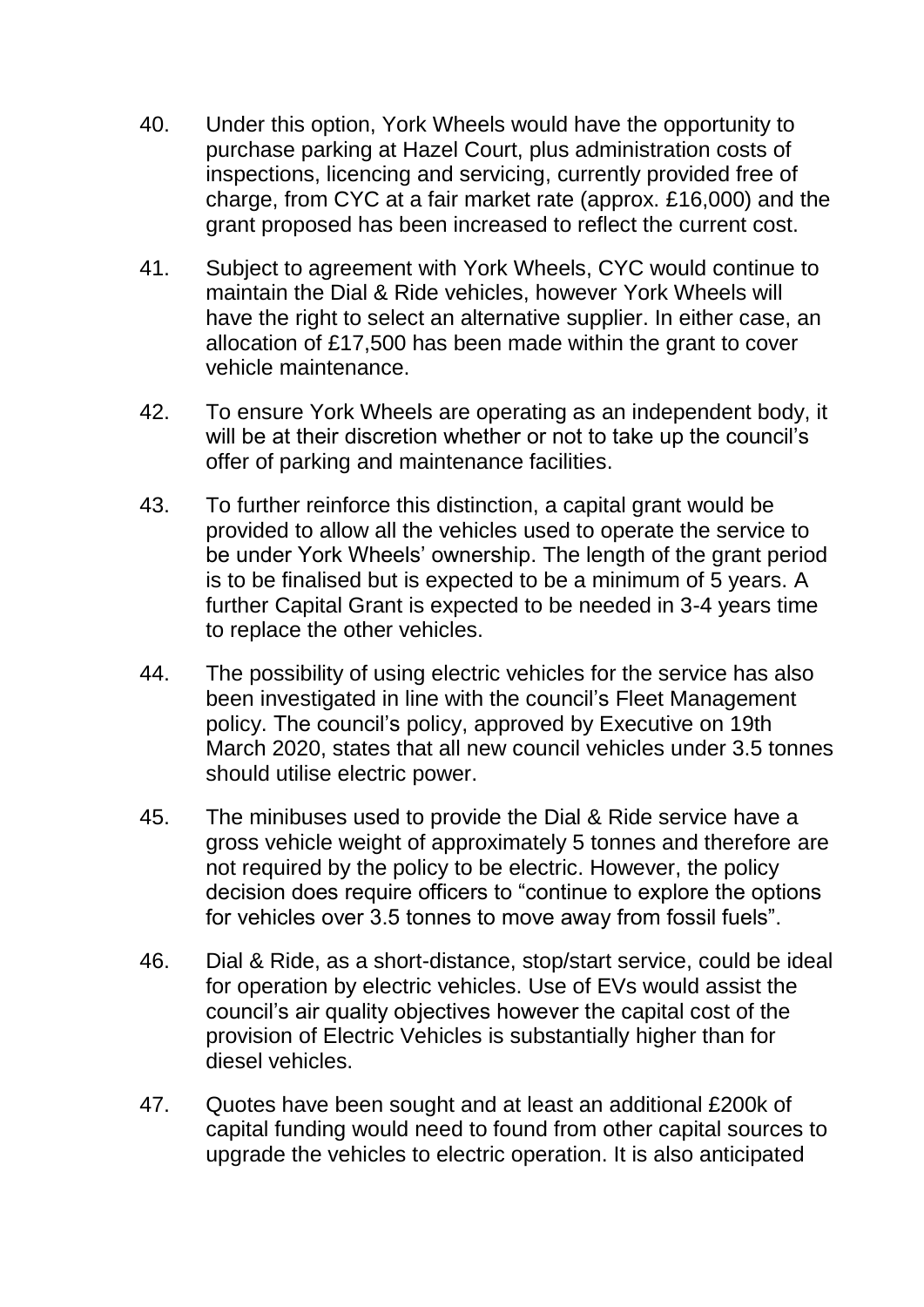40. Under this option, York Wheels would have the opportunity to purchase parking at Hazel Court, plus administration costs of inspections, licencing and servicing, currently provided free of charge, from CYC at a fair market rate (approx. £16,000) and the grant proposed has been increased to reflect the current cost.

41. Subject to agreement with York Wheels, CYC would continue to maintain the Dial & Ride vehicles, however York Wheels will have the right to select an alternative supplier. In either case, an allocation of £17,500 has been made within the grant to cover vehicle maintenance.

42. To ensure York Wheels are operating as an independent body, it will be at their discretion whether or not to take up the council's offer of parking and maintenance facilities.

43. To further reinforce this distinction, a capital grant would be provided to allow all the vehicles used to operate the service to be under York Wheels' ownership. The length of the grant period is to be finalised but is expected to be a minimum of 5 years. A further Capital Grant is expected to be needed in 3-4 years time to replace the other vehicles.

44. The possibility of using electric vehicles for the service has also been investigated in line with the council's Fleet Management policy. The council's policy, approved by Executive on 19th March 2020, states that all new council vehicles under 3.5 tonnes should utilise electric power.

45. The minibuses used to provide the Dial & Ride service have a gross vehicle weight of approximately 5 tonnes and therefore are not required by the policy to be electric. However, the policy decision does require officers to "continue to explore the options for vehicles over 3.5 tonnes to move away from fossil fuels".

46. Dial & Ride, as a short-distance, stop/start service, could be ideal for operation by electric vehicles. Use of EVs would assist the council's air quality objectives however the capital cost of the provision of Electric Vehicles is substantially higher than for diesel vehicles.

47. Quotes have been sought and at least an additional £200k of capital funding would need to found from other capital sources to upgrade the vehicles to electric operation. It is also anticipated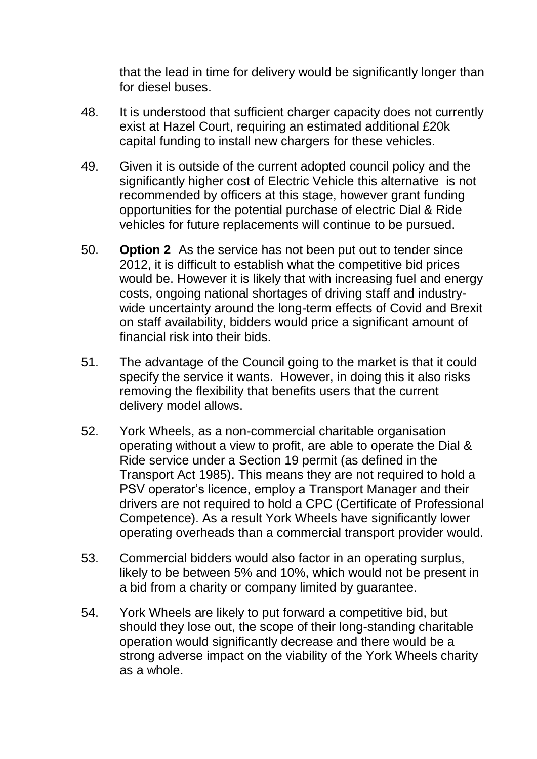that the lead in time for delivery would be significantly longer than for diesel buses.

48. It is understood that sufficient charger capacity does not currently exist at Hazel Court, requiring an estimated additional £20k capital funding to install new chargers for these vehicles.

49. Given it is outside of the current adopted council policy and the significantly higher cost of Electric Vehicle this alternative is not recommended by officers at this stage, however grant funding opportunities for the potential purchase of electric Dial & Ride vehicles for future replacements will continue to be pursued.

50. **Option 2** As the service has not been put out to tender since 2012, it is difficult to establish what the competitive bid prices would be. However it is likely that with increasing fuel and energy costs, ongoing national shortages of driving staff and industry-wide uncertainty around the long-term effects of Covid and Brexit on staff availability, bidders would price a significant amount of financial risk into their bids.

51. The advantage of the Council going to the market is that it could specify the service it wants. However, in doing this it also risks removing the flexibility that benefits users that the current delivery model allows.

52. York Wheels, as a non-commercial charitable organisation operating without a view to profit, are able to operate the Dial & Ride service under a Section 19 permit (as defined in the Transport Act 1985). This means they are not required to hold a PSV operator's licence, employ a Transport Manager and their drivers are not required to hold a CPC (Certificate of Professional Competence). As a result York Wheels have significantly lower operating overheads than a commercial transport provider would.

53. Commercial bidders would also factor in an operating surplus, likely to be between 5% and 10%, which would not be present in a bid from a charity or company limited by guarantee.

54. York Wheels are likely to put forward a competitive bid, but should they lose out, the scope of their long-standing charitable operation would significantly decrease and there would be a strong adverse impact on the viability of the York Wheels charity as a whole.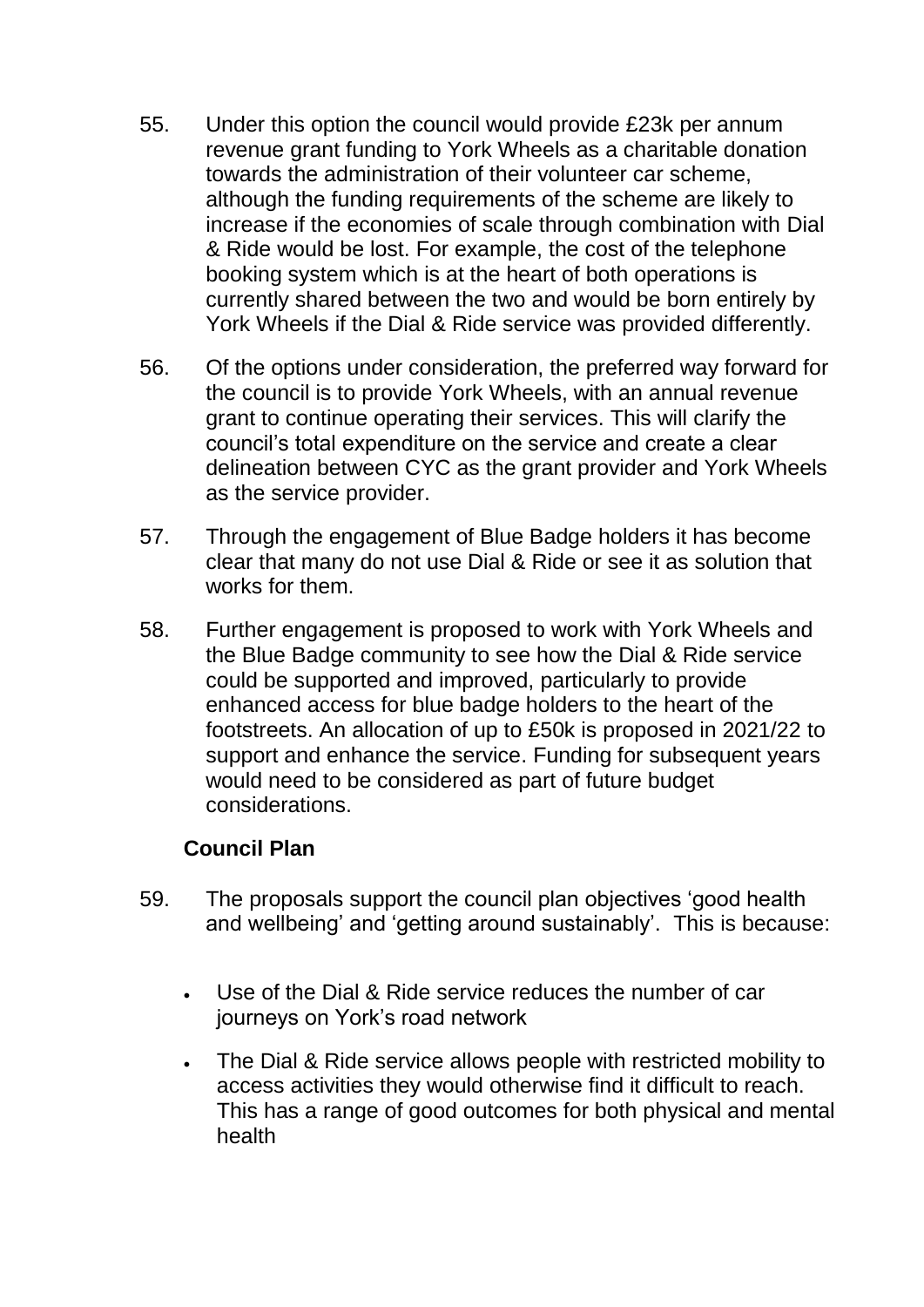55. Under this option the council would provide £23k per annum revenue grant funding to York Wheels as a charitable donation towards the administration of their volunteer car scheme, although the funding requirements of the scheme are likely to increase if the economies of scale through combination with Dial & Ride would be lost. For example, the cost of the telephone booking system which is at the heart of both operations is currently shared between the two and would be born entirely by York Wheels if the Dial & Ride service was provided differently.

56. Of the options under consideration, the preferred way forward for the council is to provide York Wheels, with an annual revenue grant to continue operating their services. This will clarify the council's total expenditure on the service and create a clear delineation between CYC as the grant provider and York Wheels as the service provider.

57. Through the engagement of Blue Badge holders it has become clear that many do not use Dial & Ride or see it as solution that works for them.

58. Further engagement is proposed to work with York Wheels and the Blue Badge community to see how the Dial & Ride service could be supported and improved, particularly to provide enhanced access for blue badge holders to the heart of the footstreets. An allocation of up to £50k is proposed in 2021/22 to support and enhance the service. Funding for subsequent years would need to be considered as part of future budget considerations.

### Council Plan

59. The proposals support the council plan objectives 'good health and wellbeing' and 'getting around sustainably'. This is because:

- Use of the Dial & Ride service reduces the number of car journeys on York's road network
- The Dial & Ride service allows people with restricted mobility to access activities they would otherwise find it difficult to reach. This has a range of good outcomes for both physical and mental health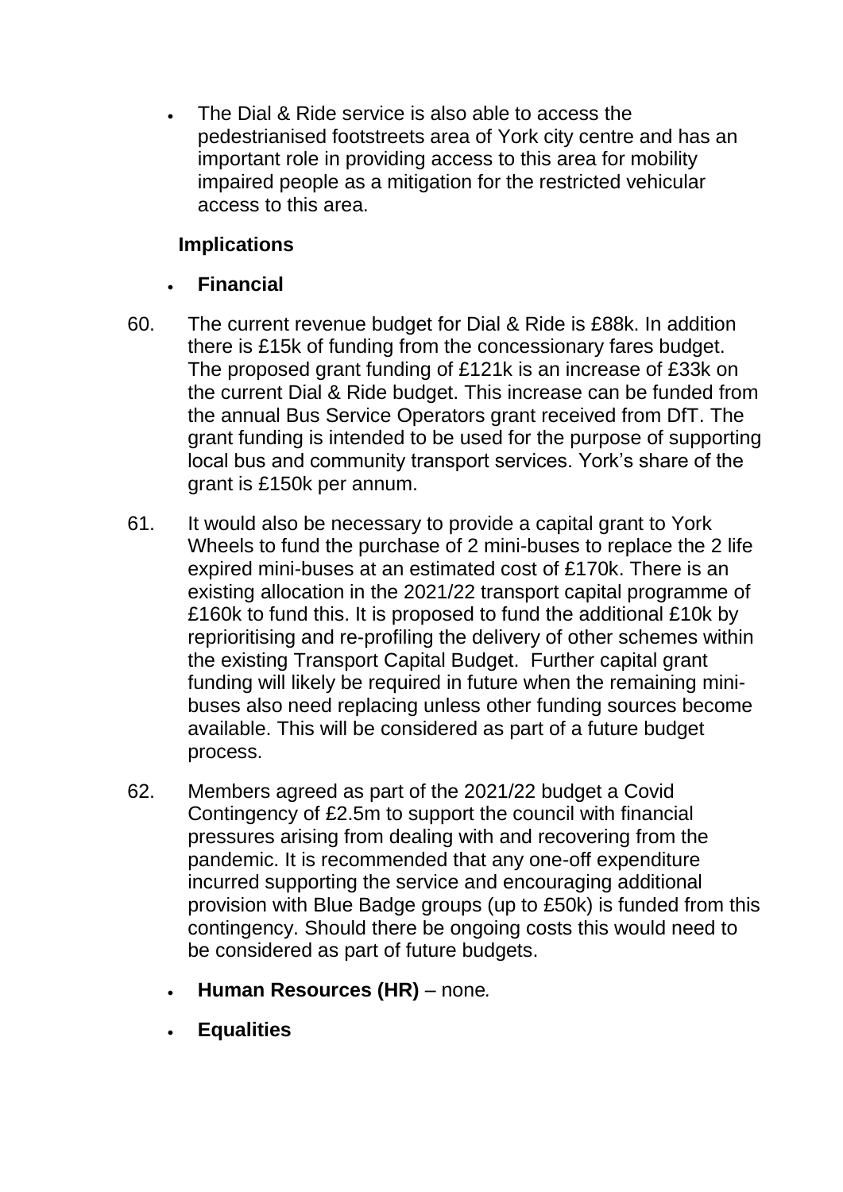- The Dial & Ride service is also able to access the pedestrianised footstreets area of York city centre and has an important role in providing access to this area for mobility impaired people as a mitigation for the restricted vehicular access to this area.

**Implications**

- **Financial**

60. The current revenue budget for Dial & Ride is £88k. In addition there is £15k of funding from the concessionary fares budget. The proposed grant funding of £121k is an increase of £33k on the current Dial & Ride budget. This increase can be funded from the annual Bus Service Operators grant received from DfT. The grant funding is intended to be used for the purpose of supporting local bus and community transport services. York's share of the grant is £150k per annum.

61. It would also be necessary to provide a capital grant to York Wheels to fund the purchase of 2 mini-buses to replace the 2 life expired mini-buses at an estimated cost of £170k. There is an existing allocation in the 2021/22 transport capital programme of £160k to fund this. It is proposed to fund the additional £10k by reprioritising and re-profiling the delivery of other schemes within the existing Transport Capital Budget. Further capital grant funding will likely be required in future when the remaining mini-buses also need replacing unless other funding sources become available. This will be considered as part of a future budget process.

62. Members agreed as part of the 2021/22 budget a Covid Contingency of £2.5m to support the council with financial pressures arising from dealing with and recovering from the pandemic. It is recommended that any one-off expenditure incurred supporting the service and encouraging additional provision with Blue Badge groups (up to £50k) is funded from this contingency. Should there be ongoing costs this would need to be considered as part of future budgets.

- **Human Resources (HR)** – none*.*

- **Equalities**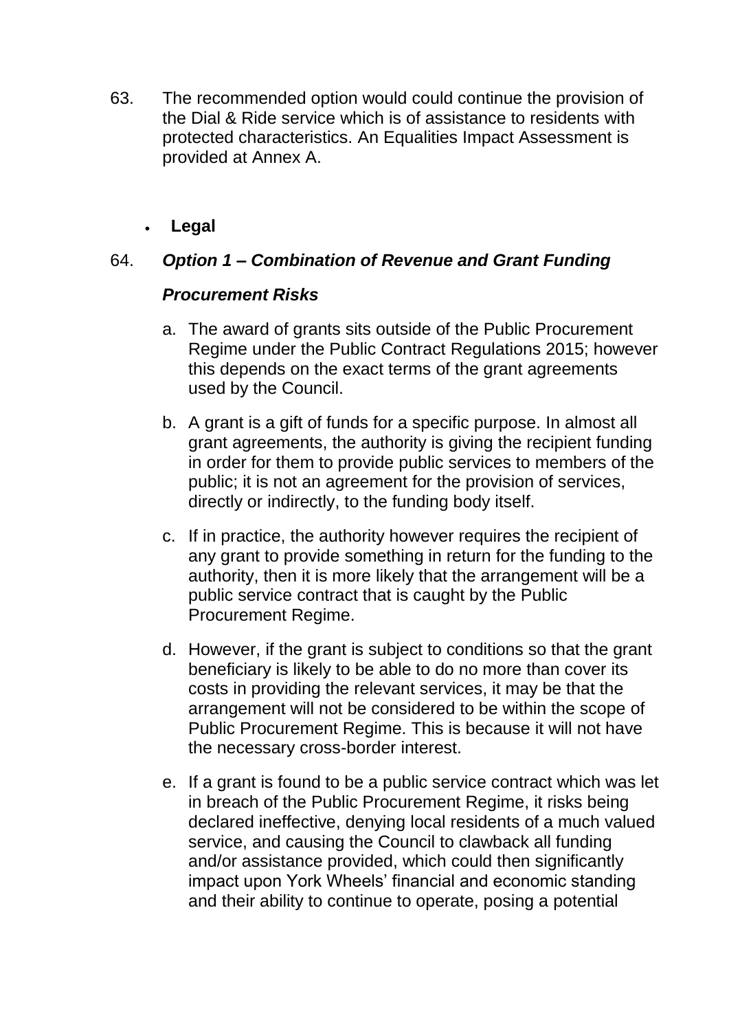63. The recommended option would could continue the provision of the Dial & Ride service which is of assistance to residents with protected characteristics. An Equalities Impact Assessment is provided at Annex A.

- **Legal**

64. ***Option 1 – Combination of Revenue and Grant Funding***

***Procurement Risks***

a. The award of grants sits outside of the Public Procurement Regime under the Public Contract Regulations 2015; however this depends on the exact terms of the grant agreements used by the Council.

b. A grant is a gift of funds for a specific purpose. In almost all grant agreements, the authority is giving the recipient funding in order for them to provide public services to members of the public; it is not an agreement for the provision of services, directly or indirectly, to the funding body itself.

c. If in practice, the authority however requires the recipient of any grant to provide something in return for the funding to the authority, then it is more likely that the arrangement will be a public service contract that is caught by the Public Procurement Regime.

d. However, if the grant is subject to conditions so that the grant beneficiary is likely to be able to do no more than cover its costs in providing the relevant services, it may be that the arrangement will not be considered to be within the scope of Public Procurement Regime. This is because it will not have the necessary cross-border interest.

e. If a grant is found to be a public service contract which was let in breach of the Public Procurement Regime, it risks being declared ineffective, denying local residents of a much valued service, and causing the Council to clawback all funding and/or assistance provided, which could then significantly impact upon York Wheels' financial and economic standing and their ability to continue to operate, posing a potential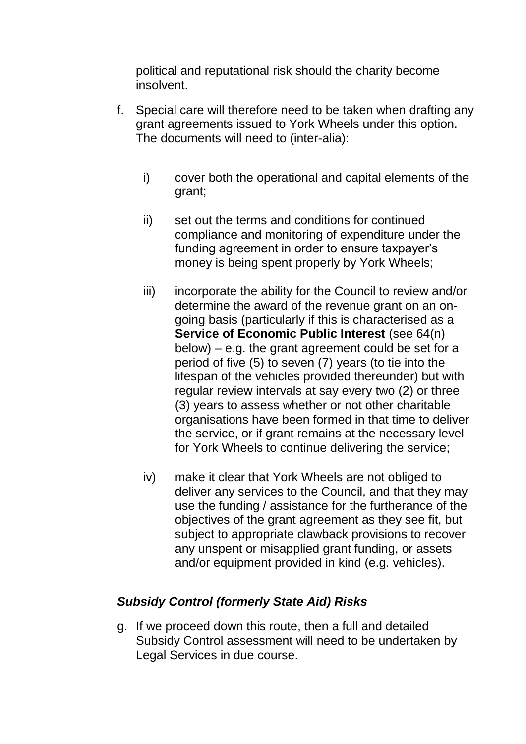political and reputational risk should the charity become insolvent.

f. Special care will therefore need to be taken when drafting any grant agreements issued to York Wheels under this option. The documents will need to (inter-alia):

   i) cover both the operational and capital elements of the grant;

   ii) set out the terms and conditions for continued compliance and monitoring of expenditure under the funding agreement in order to ensure taxpayer's money is being spent properly by York Wheels;

   iii) incorporate the ability for the Council to review and/or determine the award of the revenue grant on an on-going basis (particularly if this is characterised as a **Service of Economic Public Interest** (see 64(n) below) – e.g. the grant agreement could be set for a period of five (5) to seven (7) years (to tie into the lifespan of the vehicles provided thereunder) but with regular review intervals at say every two (2) or three (3) years to assess whether or not other charitable organisations have been formed in that time to deliver the service, or if grant remains at the necessary level for York Wheels to continue delivering the service;

   iv) make it clear that York Wheels are not obliged to deliver any services to the Council, and that they may use the funding / assistance for the furtherance of the objectives of the grant agreement as they see fit, but subject to appropriate clawback provisions to recover any unspent or misapplied grant funding, or assets and/or equipment provided in kind (e.g. vehicles).

***Subsidy Control (formerly State Aid) Risks***

g. If we proceed down this route, then a full and detailed Subsidy Control assessment will need to be undertaken by Legal Services in due course.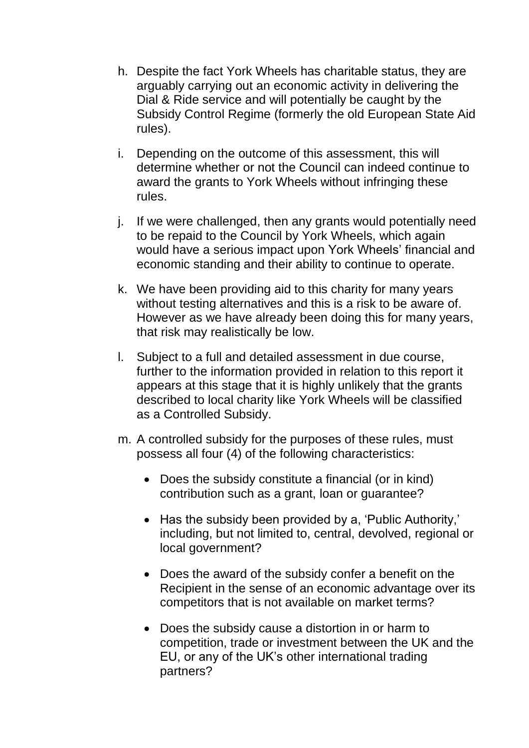h. Despite the fact York Wheels has charitable status, they are arguably carrying out an economic activity in delivering the Dial & Ride service and will potentially be caught by the Subsidy Control Regime (formerly the old European State Aid rules).

i. Depending on the outcome of this assessment, this will determine whether or not the Council can indeed continue to award the grants to York Wheels without infringing these rules.

j. If we were challenged, then any grants would potentially need to be repaid to the Council by York Wheels, which again would have a serious impact upon York Wheels' financial and economic standing and their ability to continue to operate.

k. We have been providing aid to this charity for many years without testing alternatives and this is a risk to be aware of. However as we have already been doing this for many years, that risk may realistically be low.

l. Subject to a full and detailed assessment in due course, further to the information provided in relation to this report it appears at this stage that it is highly unlikely that the grants described to local charity like York Wheels will be classified as a Controlled Subsidy.

m. A controlled subsidy for the purposes of these rules, must possess all four (4) of the following characteristics:

   - Does the subsidy constitute a financial (or in kind) contribution such as a grant, loan or guarantee?
   - Has the subsidy been provided by a, 'Public Authority,' including, but not limited to, central, devolved, regional or local government?
   - Does the award of the subsidy confer a benefit on the Recipient in the sense of an economic advantage over its competitors that is not available on market terms?
   - Does the subsidy cause a distortion in or harm to competition, trade or investment between the UK and the EU, or any of the UK's other international trading partners?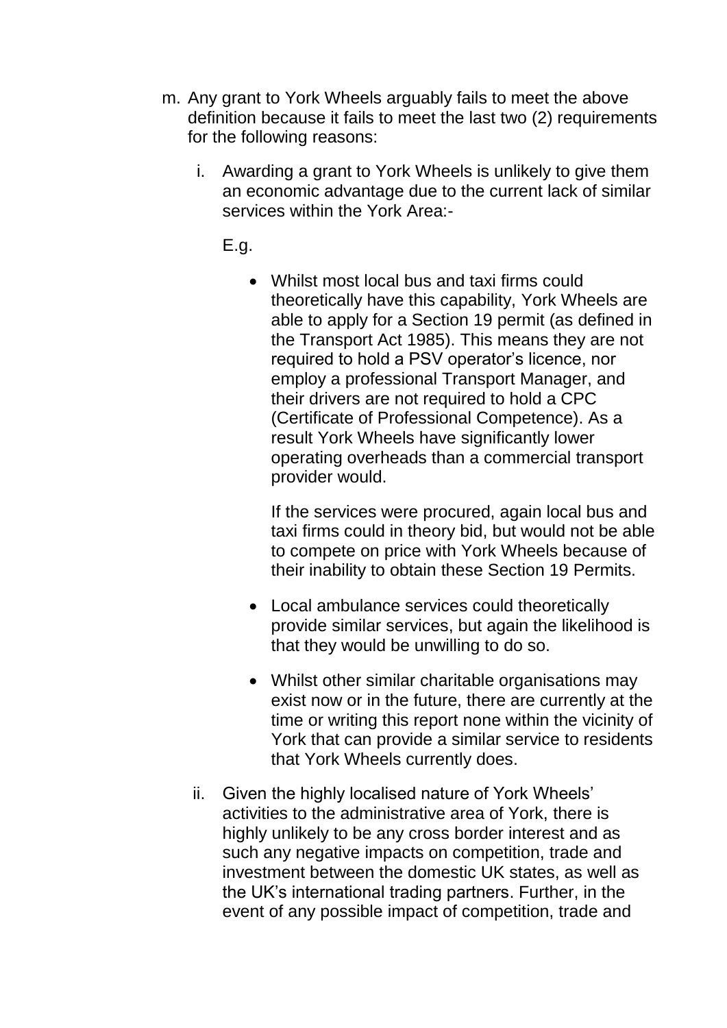m. Any grant to York Wheels arguably fails to meet the above definition because it fails to meet the last two (2) requirements for the following reasons:

   i. Awarding a grant to York Wheels is unlikely to give them an economic advantage due to the current lack of similar services within the York Area:-

      E.g.

      - Whilst most local bus and taxi firms could theoretically have this capability, York Wheels are able to apply for a Section 19 permit (as defined in the Transport Act 1985). This means they are not required to hold a PSV operator's licence, nor employ a professional Transport Manager, and their drivers are not required to hold a CPC (Certificate of Professional Competence). As a result York Wheels have significantly lower operating overheads than a commercial transport provider would.

        If the services were procured, again local bus and taxi firms could in theory bid, but would not be able to compete on price with York Wheels because of their inability to obtain these Section 19 Permits.

      - Local ambulance services could theoretically provide similar services, but again the likelihood is that they would be unwilling to do so.

      - Whilst other similar charitable organisations may exist now or in the future, there are currently at the time or writing this report none within the vicinity of York that can provide a similar service to residents that York Wheels currently does.

   ii. Given the highly localised nature of York Wheels' activities to the administrative area of York, there is highly unlikely to be any cross border interest and as such any negative impacts on competition, trade and investment between the domestic UK states, as well as the UK's international trading partners. Further, in the event of any possible impact of competition, trade and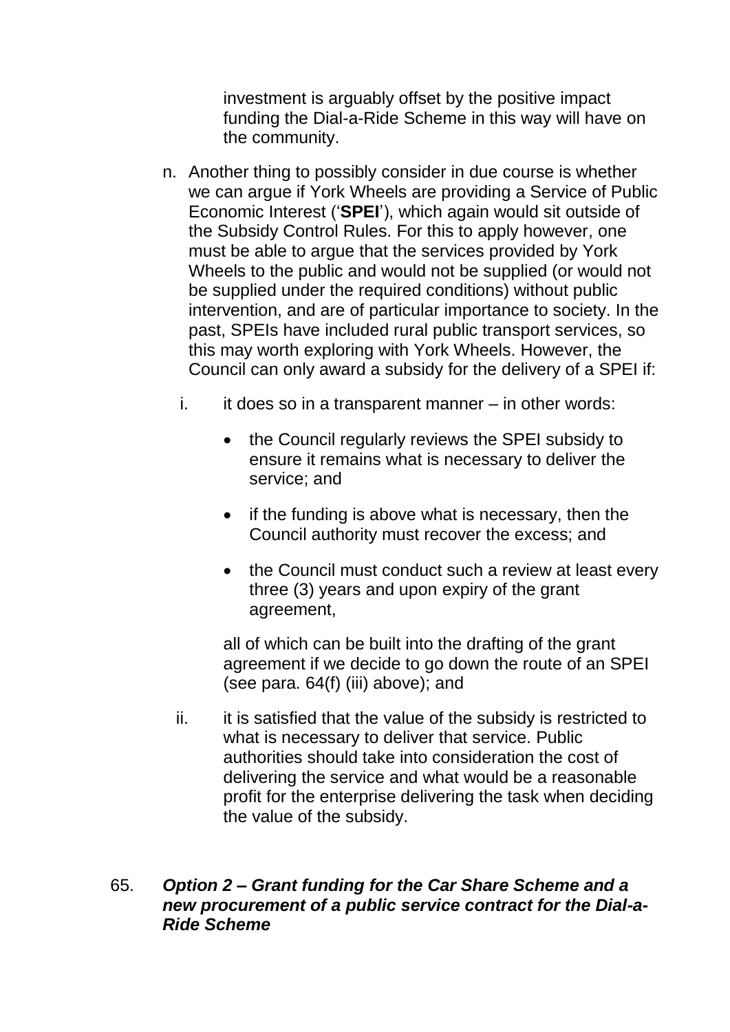investment is arguably offset by the positive impact funding the Dial-a-Ride Scheme in this way will have on the community.

n. Another thing to possibly consider in due course is whether we can argue if York Wheels are providing a Service of Public Economic Interest ('**SPEI**'), which again would sit outside of the Subsidy Control Rules. For this to apply however, one must be able to argue that the services provided by York Wheels to the public and would not be supplied (or would not be supplied under the required conditions) without public intervention, and are of particular importance to society. In the past, SPEIs have included rural public transport services, so this may worth exploring with York Wheels. However, the Council can only award a subsidy for the delivery of a SPEI if:

   i. it does so in a transparent manner – in other words:

      - the Council regularly reviews the SPEI subsidy to ensure it remains what is necessary to deliver the service; and
      - if the funding is above what is necessary, then the Council authority must recover the excess; and
      - the Council must conduct such a review at least every three (3) years and upon expiry of the grant agreement,

      all of which can be built into the drafting of the grant agreement if we decide to go down the route of an SPEI (see para. 64(f) (iii) above); and

   ii. it is satisfied that the value of the subsidy is restricted to what is necessary to deliver that service. Public authorities should take into consideration the cost of delivering the service and what would be a reasonable profit for the enterprise delivering the task when deciding the value of the subsidy.

65. ***Option 2 – Grant funding for the Car Share Scheme and a new procurement of a public service contract for the Dial-a-Ride Scheme***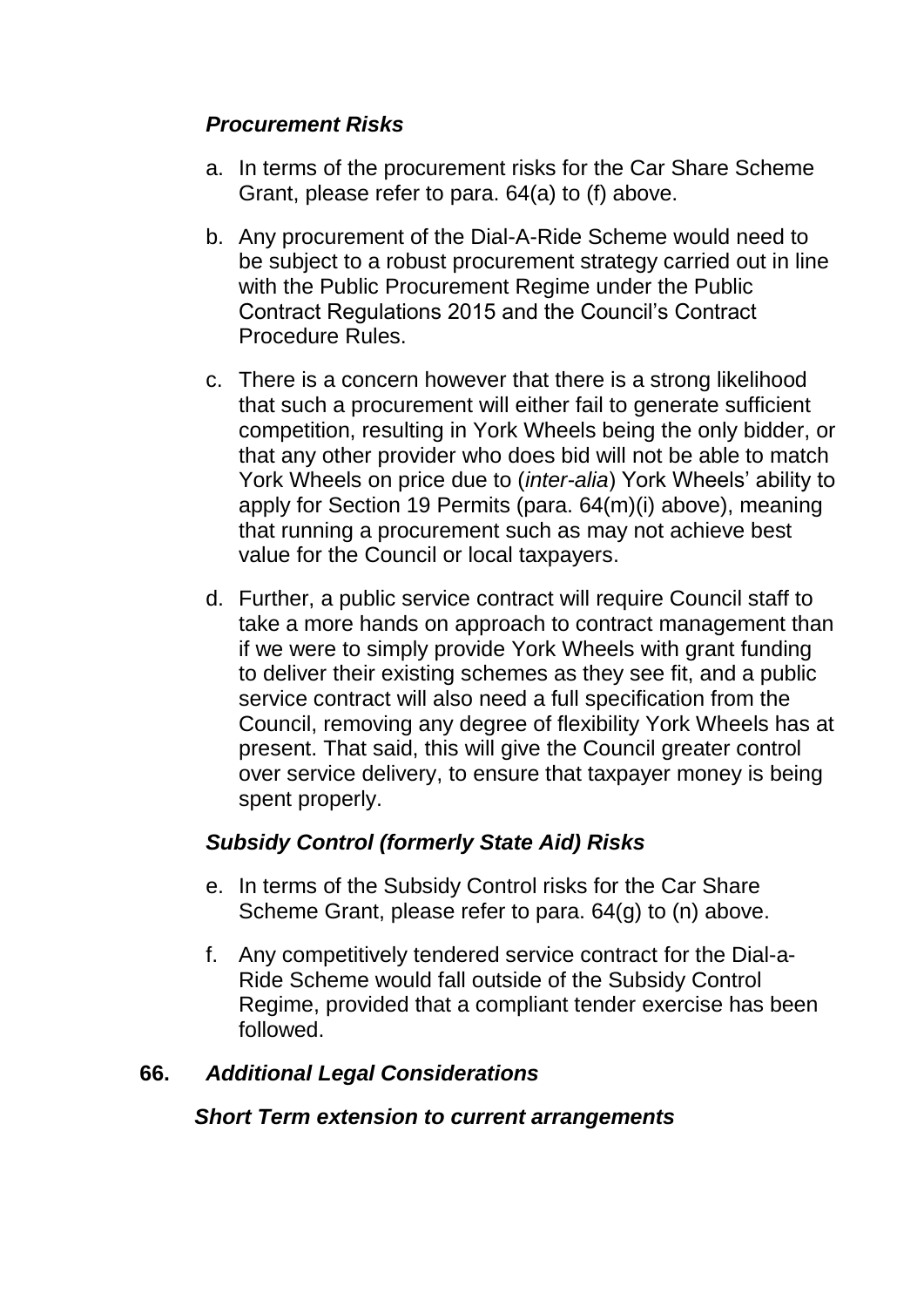***Procurement Risks***

a. In terms of the procurement risks for the Car Share Scheme Grant, please refer to para. 64(a) to (f) above.

b. Any procurement of the Dial-A-Ride Scheme would need to be subject to a robust procurement strategy carried out in line with the Public Procurement Regime under the Public Contract Regulations 2015 and the Council's Contract Procedure Rules.

c. There is a concern however that there is a strong likelihood that such a procurement will either fail to generate sufficient competition, resulting in York Wheels being the only bidder, or that any other provider who does bid will not be able to match York Wheels on price due to (*inter-alia*) York Wheels' ability to apply for Section 19 Permits (para. 64(m)(i) above), meaning that running a procurement such as may not achieve best value for the Council or local taxpayers.

d. Further, a public service contract will require Council staff to take a more hands on approach to contract management than if we were to simply provide York Wheels with grant funding to deliver their existing schemes as they see fit, and a public service contract will also need a full specification from the Council, removing any degree of flexibility York Wheels has at present. That said, this will give the Council greater control over service delivery, to ensure that taxpayer money is being spent properly.

***Subsidy Control (formerly State Aid) Risks***

e. In terms of the Subsidy Control risks for the Car Share Scheme Grant, please refer to para. 64(g) to (n) above.

f. Any competitively tendered service contract for the Dial-a-Ride Scheme would fall outside of the Subsidy Control Regime, provided that a compliant tender exercise has been followed.

**66.** ***Additional Legal Considerations***

***Short Term extension to current arrangements***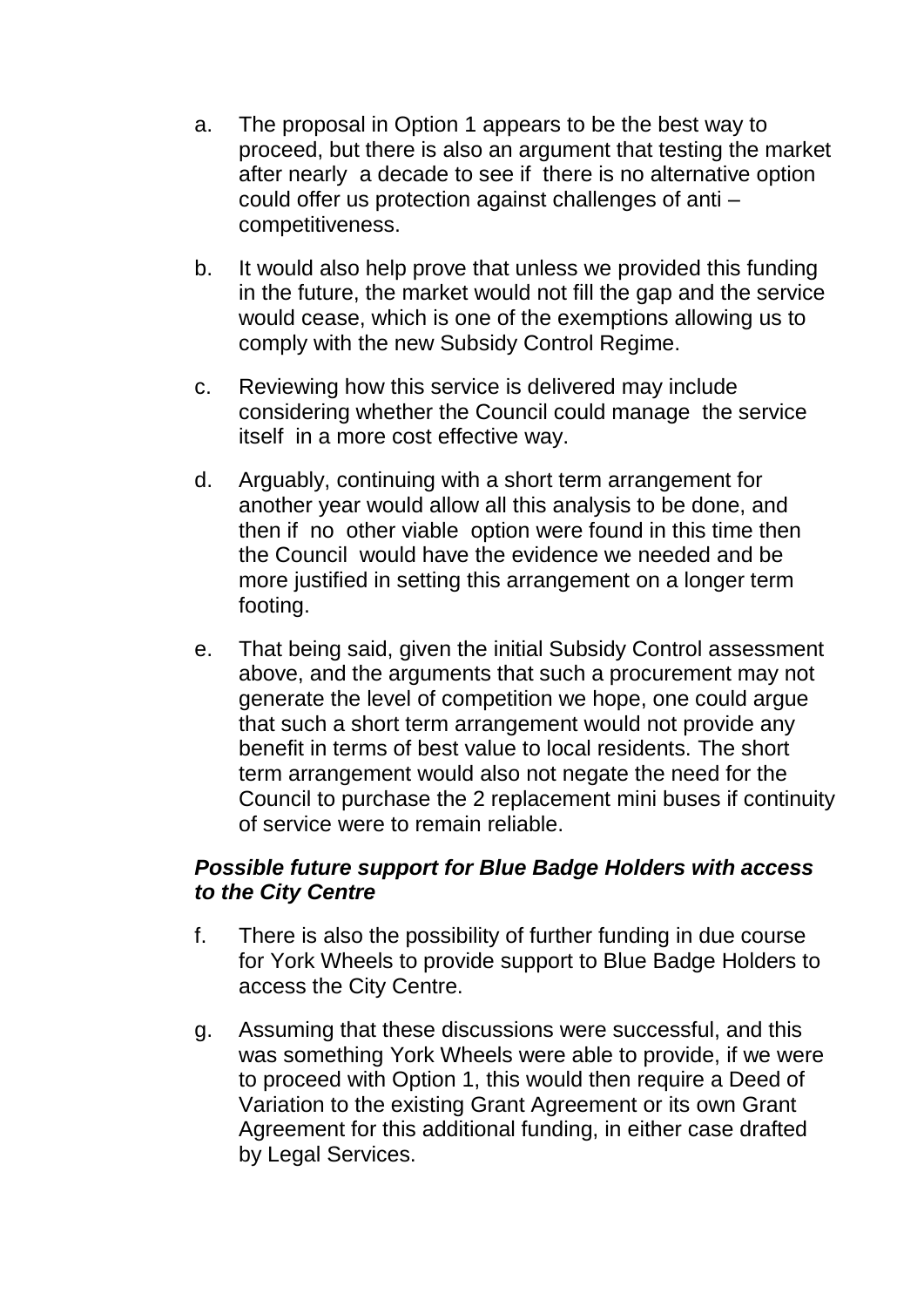a. The proposal in Option 1 appears to be the best way to proceed, but there is also an argument that testing the market after nearly a decade to see if there is no alternative option could offer us protection against challenges of anti – competitiveness.

b. It would also help prove that unless we provided this funding in the future, the market would not fill the gap and the service would cease, which is one of the exemptions allowing us to comply with the new Subsidy Control Regime.

c. Reviewing how this service is delivered may include considering whether the Council could manage the service itself in a more cost effective way.

d. Arguably, continuing with a short term arrangement for another year would allow all this analysis to be done, and then if no other viable option were found in this time then the Council would have the evidence we needed and be more justified in setting this arrangement on a longer term footing.

e. That being said, given the initial Subsidy Control assessment above, and the arguments that such a procurement may not generate the level of competition we hope, one could argue that such a short term arrangement would not provide any benefit in terms of best value to local residents. The short term arrangement would also not negate the need for the Council to purchase the 2 replacement mini buses if continuity of service were to remain reliable.

***Possible future support for Blue Badge Holders with access to the City Centre***

f. There is also the possibility of further funding in due course for York Wheels to provide support to Blue Badge Holders to access the City Centre.

g. Assuming that these discussions were successful, and this was something York Wheels were able to provide, if we were to proceed with Option 1, this would then require a Deed of Variation to the existing Grant Agreement or its own Grant Agreement for this additional funding, in either case drafted by Legal Services.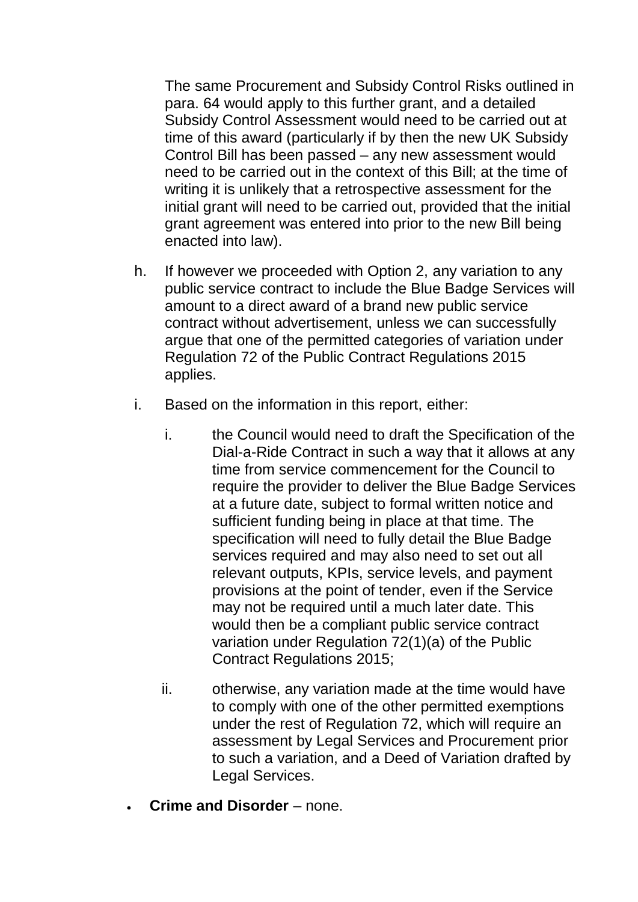The same Procurement and Subsidy Control Risks outlined in para. 64 would apply to this further grant, and a detailed Subsidy Control Assessment would need to be carried out at time of this award (particularly if by then the new UK Subsidy Control Bill has been passed – any new assessment would need to be carried out in the context of this Bill; at the time of writing it is unlikely that a retrospective assessment for the initial grant will need to be carried out, provided that the initial grant agreement was entered into prior to the new Bill being enacted into law).

h. If however we proceeded with Option 2, any variation to any public service contract to include the Blue Badge Services will amount to a direct award of a brand new public service contract without advertisement, unless we can successfully argue that one of the permitted categories of variation under Regulation 72 of the Public Contract Regulations 2015 applies.

i. Based on the information in this report, either:

   i. the Council would need to draft the Specification of the Dial-a-Ride Contract in such a way that it allows at any time from service commencement for the Council to require the provider to deliver the Blue Badge Services at a future date, subject to formal written notice and sufficient funding being in place at that time. The specification will need to fully detail the Blue Badge services required and may also need to set out all relevant outputs, KPIs, service levels, and payment provisions at the point of tender, even if the Service may not be required until a much later date. This would then be a compliant public service contract variation under Regulation 72(1)(a) of the Public Contract Regulations 2015;

   ii. otherwise, any variation made at the time would have to comply with one of the other permitted exemptions under the rest of Regulation 72, which will require an assessment by Legal Services and Procurement prior to such a variation, and a Deed of Variation drafted by Legal Services.

- **Crime and Disorder** – none.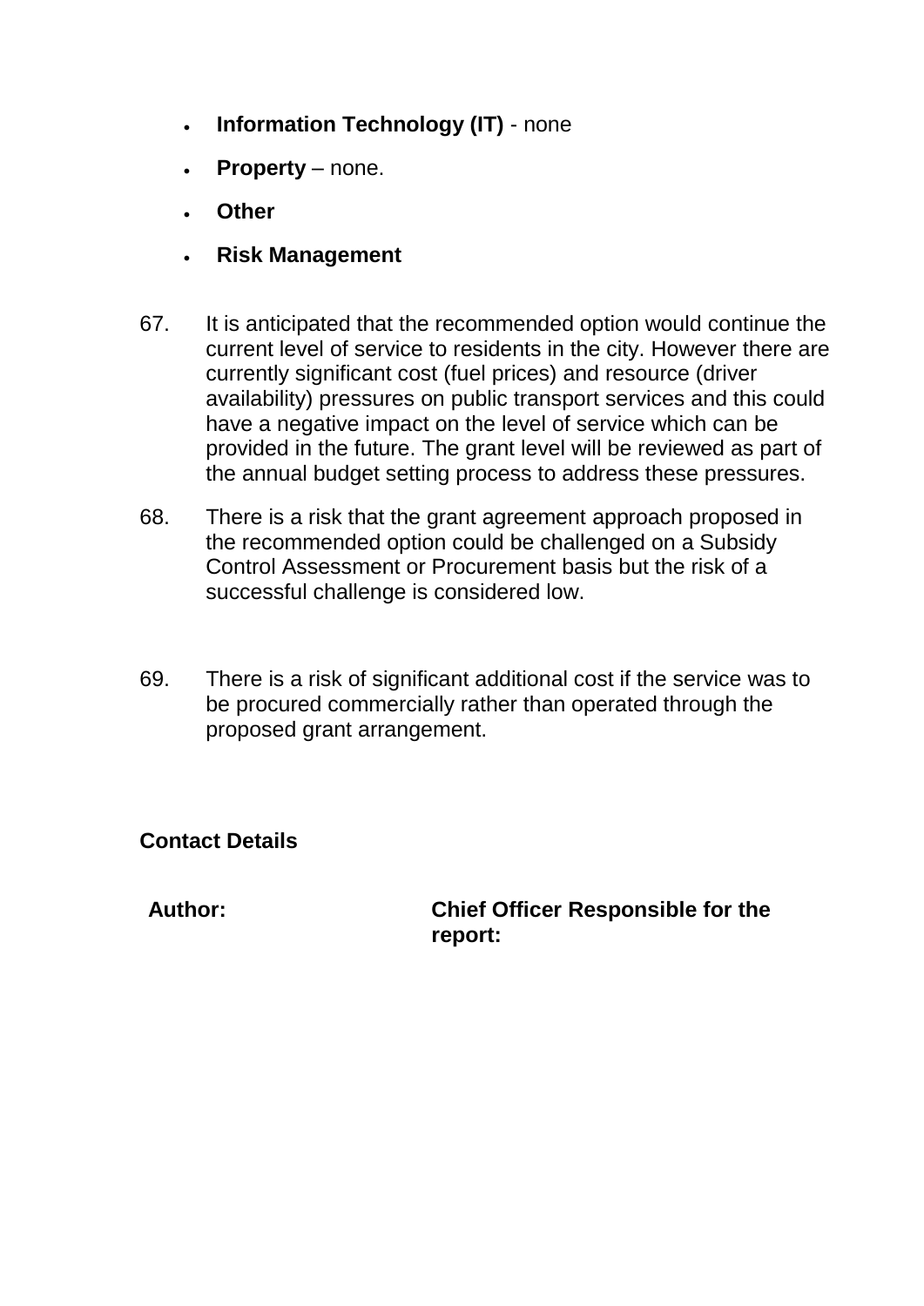- **Information Technology (IT)** - none
- **Property** – none.
- **Other**
- **Risk Management**

67. It is anticipated that the recommended option would continue the current level of service to residents in the city. However there are currently significant cost (fuel prices) and resource (driver availability) pressures on public transport services and this could have a negative impact on the level of service which can be provided in the future. The grant level will be reviewed as part of the annual budget setting process to address these pressures.

68. There is a risk that the grant agreement approach proposed in the recommended option could be challenged on a Subsidy Control Assessment or Procurement basis but the risk of a successful challenge is considered low.

69. There is a risk of significant additional cost if the service was to be procured commercially rather than operated through the proposed grant arrangement.

## Contact Details

| **Author:** | **Chief Officer Responsible for the report:** |
| --- | --- |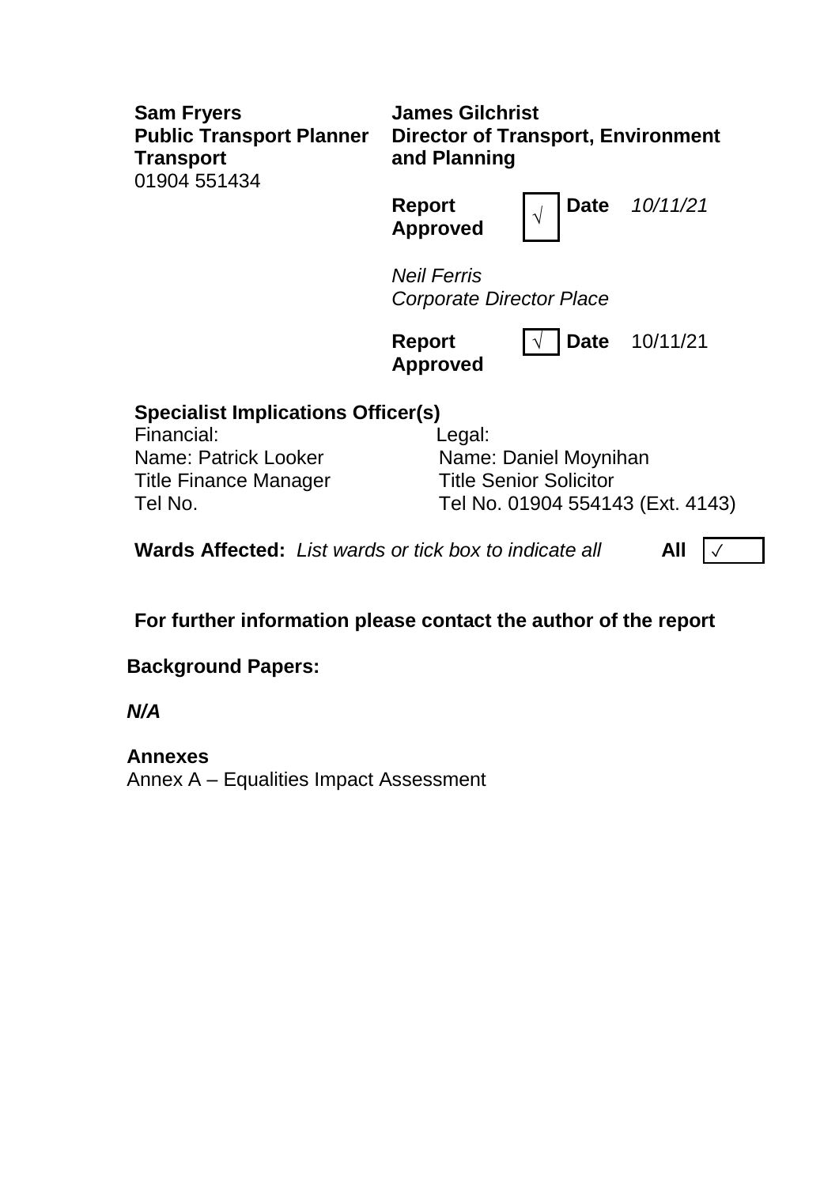| | |
|---|---|
| **Sam Fryers**<br>**Public Transport Planner**<br>**Transport**<br>01904 551434 | **James Gilchrist**<br>**Director of Transport, Environment and Planning** |
| | **Report Approved** √ **Date** *10/11/21* |
| | *Neil Ferris*<br>*Corporate Director Place* |
| | **Report Approved** √ **Date** 10/11/21 |

**Specialist Implications Officer(s)**

| Financial: | Legal: |
|---|---|
| Name: Patrick Looker | Name: Daniel Moynihan |
| Title Finance Manager | Title Senior Solicitor |
| Tel No. | Tel No. 01904 554143 (Ext. 4143) |

**Wards Affected:** *List wards or tick box to indicate all* **All** ✓

**For further information please contact the author of the report**

**Background Papers:**

***N/A***

**Annexes**

Annex A – Equalities Impact Assessment